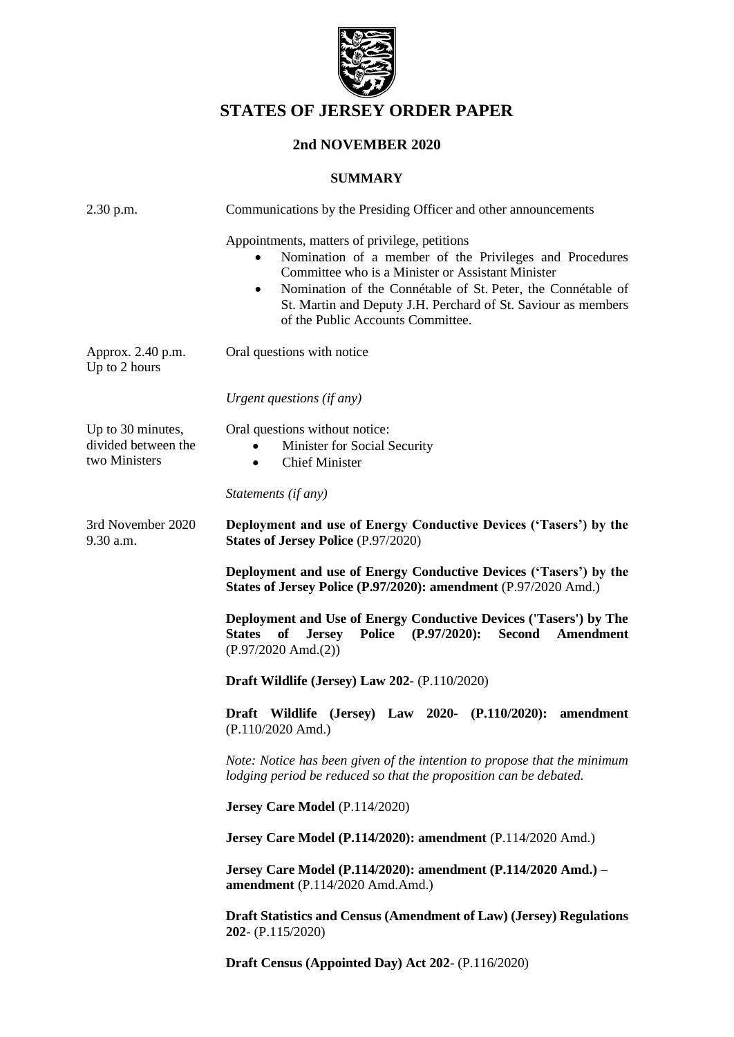# STATES OF JERSEY ORDER PAPER

## 2nd NOVEMBER 2020

### SUMMARY

| | |
|---|---|
| 2.30 p.m. | Communications by the Presiding Officer and other announcements |
| | Appointments, matters of privilege, petitions<br>• Nomination of a member of the Privileges and Procedures Committee who is a Minister or Assistant Minister<br>• Nomination of the Connétable of St. Peter, the Connétable of St. Martin and Deputy J.H. Perchard of St. Saviour as members of the Public Accounts Committee. |
| Approx. 2.40 p.m.<br>Up to 2 hours | Oral questions with notice |
| | *Urgent questions (if any)* |
| Up to 30 minutes, divided between the two Ministers | Oral questions without notice:<br>• Minister for Social Security<br>• Chief Minister |
| | *Statements (if any)* |
| 3rd November 2020<br>9.30 a.m. | **Deployment and use of Energy Conductive Devices ('Tasers') by the States of Jersey Police** (P.97/2020) |
| | **Deployment and use of Energy Conductive Devices ('Tasers') by the States of Jersey Police (P.97/2020): amendment** (P.97/2020 Amd.) |
| | **Deployment and Use of Energy Conductive Devices ('Tasers') by The States of Jersey Police (P.97/2020): Second Amendment** (P.97/2020 Amd.(2)) |
| | **Draft Wildlife (Jersey) Law 202-** (P.110/2020) |
| | **Draft Wildlife (Jersey) Law 2020- (P.110/2020): amendment** (P.110/2020 Amd.) |
| | *Note: Notice has been given of the intention to propose that the minimum lodging period be reduced so that the proposition can be debated.* |
| | **Jersey Care Model** (P.114/2020) |
| | **Jersey Care Model (P.114/2020): amendment** (P.114/2020 Amd.) |
| | **Jersey Care Model (P.114/2020): amendment (P.114/2020 Amd.) – amendment** (P.114/2020 Amd.Amd.) |
| | **Draft Statistics and Census (Amendment of Law) (Jersey) Regulations 202-** (P.115/2020) |
| | **Draft Census (Appointed Day) Act 202-** (P.116/2020) |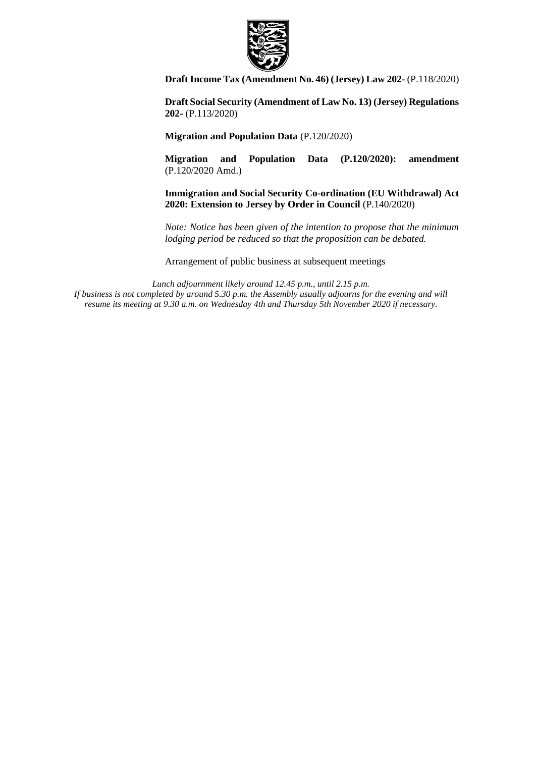**Draft Income Tax (Amendment No. 46) (Jersey) Law 202-** (P.118/2020)

**Draft Social Security (Amendment of Law No. 13) (Jersey) Regulations 202-** (P.113/2020)

**Migration and Population Data** (P.120/2020)

**Migration and Population Data (P.120/2020): amendment** (P.120/2020 Amd.)

**Immigration and Social Security Co-ordination (EU Withdrawal) Act 2020: Extension to Jersey by Order in Council** (P.140/2020)

*Note: Notice has been given of the intention to propose that the minimum lodging period be reduced so that the proposition can be debated.*

Arrangement of public business at subsequent meetings

*Lunch adjournment likely around 12.45 p.m., until 2.15 p.m.*
*If business is not completed by around 5.30 p.m. the Assembly usually adjourns for the evening and will resume its meeting at 9.30 a.m. on Wednesday 4th and Thursday 5th November 2020 if necessary.*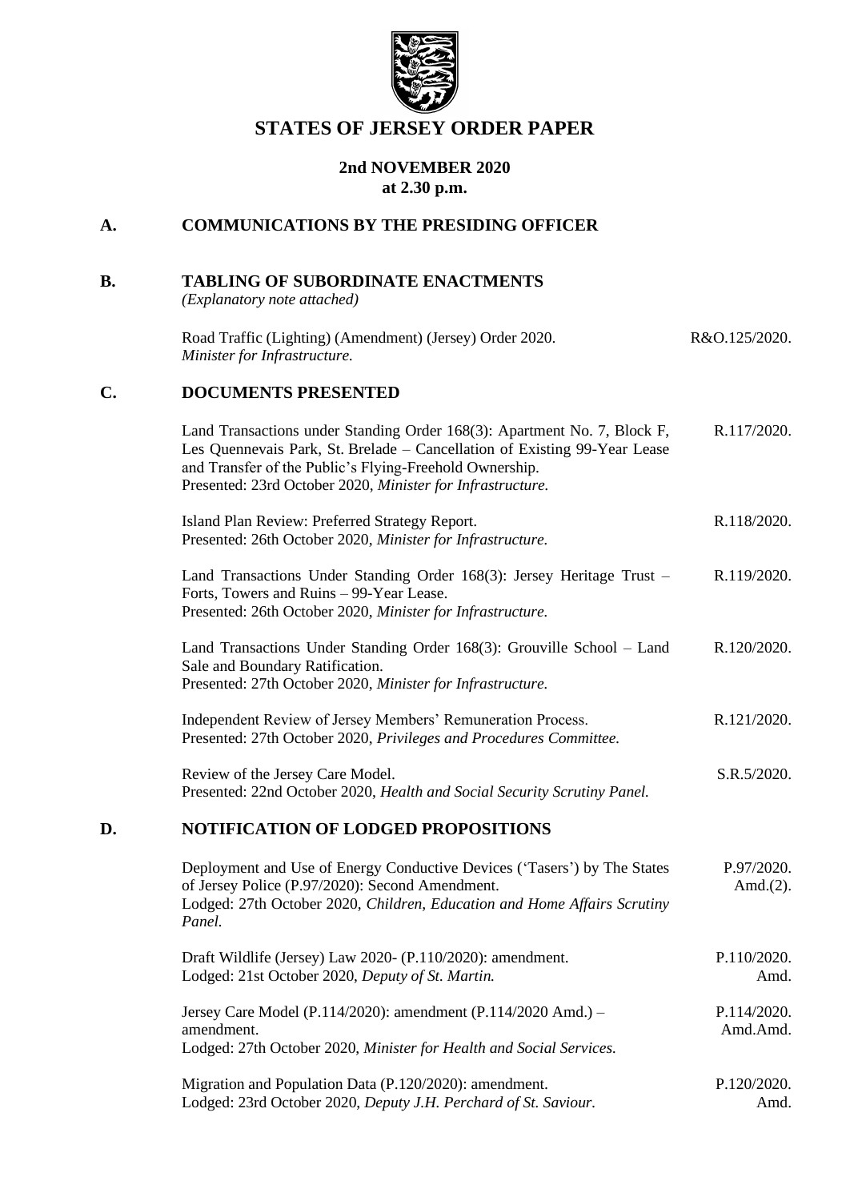# STATES OF JERSEY ORDER PAPER

**2nd NOVEMBER 2020**
**at 2.30 p.m.**

## A. COMMUNICATIONS BY THE PRESIDING OFFICER

## B. TABLING OF SUBORDINATE ENACTMENTS

*(Explanatory note attached)*

Road Traffic (Lighting) (Amendment) (Jersey) Order 2020. — R&O.125/2020.
*Minister for Infrastructure.*

## C. DOCUMENTS PRESENTED

Land Transactions under Standing Order 168(3): Apartment No. 7, Block F, Les Quennevais Park, St. Brelade – Cancellation of Existing 99-Year Lease and Transfer of the Public's Flying-Freehold Ownership. — R.117/2020.
Presented: 23rd October 2020, *Minister for Infrastructure.*

Island Plan Review: Preferred Strategy Report. — R.118/2020.
Presented: 26th October 2020, *Minister for Infrastructure.*

Land Transactions Under Standing Order 168(3): Jersey Heritage Trust – Forts, Towers and Ruins – 99-Year Lease. — R.119/2020.
Presented: 26th October 2020, *Minister for Infrastructure.*

Land Transactions Under Standing Order 168(3): Grouville School – Land Sale and Boundary Ratification. — R.120/2020.
Presented: 27th October 2020, *Minister for Infrastructure.*

Independent Review of Jersey Members' Remuneration Process. — R.121/2020.
Presented: 27th October 2020, *Privileges and Procedures Committee.*

Review of the Jersey Care Model. — S.R.5/2020.
Presented: 22nd October 2020, *Health and Social Security Scrutiny Panel.*

## D. NOTIFICATION OF LODGED PROPOSITIONS

Deployment and Use of Energy Conductive Devices ('Tasers') by The States of Jersey Police (P.97/2020): Second Amendment. — P.97/2020. Amd.(2).
Lodged: 27th October 2020, *Children, Education and Home Affairs Scrutiny Panel.*

Draft Wildlife (Jersey) Law 2020- (P.110/2020): amendment. — P.110/2020. Amd.
Lodged: 21st October 2020, *Deputy of St. Martin.*

Jersey Care Model (P.114/2020): amendment (P.114/2020 Amd.) – amendment. — P.114/2020. Amd.Amd.
Lodged: 27th October 2020, *Minister for Health and Social Services.*

Migration and Population Data (P.120/2020): amendment. — P.120/2020. Amd.
Lodged: 23rd October 2020, *Deputy J.H. Perchard of St. Saviour.*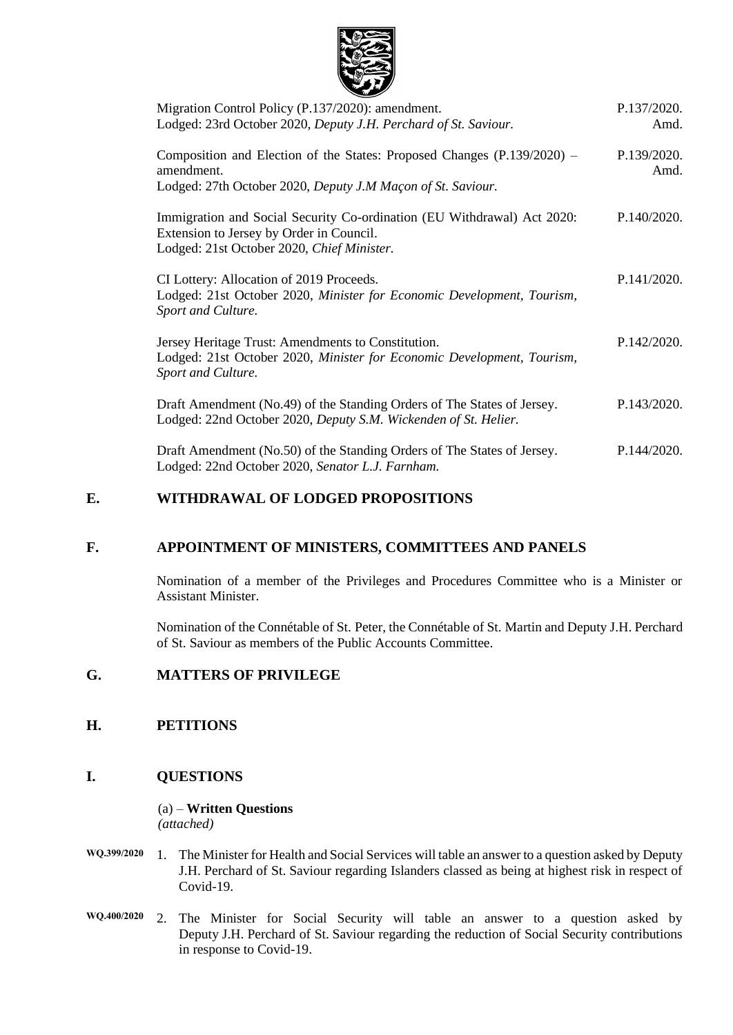| | |
|---|---|
| Migration Control Policy (P.137/2020): amendment.<br>Lodged: 23rd October 2020, *Deputy J.H. Perchard of St. Saviour.* | P.137/2020. Amd. |
| Composition and Election of the States: Proposed Changes (P.139/2020) – amendment.<br>Lodged: 27th October 2020, *Deputy J.M Maçon of St. Saviour.* | P.139/2020. Amd. |
| Immigration and Social Security Co-ordination (EU Withdrawal) Act 2020: Extension to Jersey by Order in Council.<br>Lodged: 21st October 2020, *Chief Minister.* | P.140/2020. |
| CI Lottery: Allocation of 2019 Proceeds.<br>Lodged: 21st October 2020, *Minister for Economic Development, Tourism, Sport and Culture.* | P.141/2020. |
| Jersey Heritage Trust: Amendments to Constitution.<br>Lodged: 21st October 2020, *Minister for Economic Development, Tourism, Sport and Culture.* | P.142/2020. |
| Draft Amendment (No.49) of the Standing Orders of The States of Jersey.<br>Lodged: 22nd October 2020, *Deputy S.M. Wickenden of St. Helier.* | P.143/2020. |
| Draft Amendment (No.50) of the Standing Orders of The States of Jersey.<br>Lodged: 22nd October 2020, *Senator L.J. Farnham.* | P.144/2020. |

## E. WITHDRAWAL OF LODGED PROPOSITIONS

## F. APPOINTMENT OF MINISTERS, COMMITTEES AND PANELS

Nomination of a member of the Privileges and Procedures Committee who is a Minister or Assistant Minister.

Nomination of the Connétable of St. Peter, the Connétable of St. Martin and Deputy J.H. Perchard of St. Saviour as members of the Public Accounts Committee.

## G. MATTERS OF PRIVILEGE

## H. PETITIONS

## I. QUESTIONS

(a) – **Written Questions**
*(attached)*

**WQ.399/2020** 1. The Minister for Health and Social Services will table an answer to a question asked by Deputy J.H. Perchard of St. Saviour regarding Islanders classed as being at highest risk in respect of Covid-19.

**WQ.400/2020** 2. The Minister for Social Security will table an answer to a question asked by Deputy J.H. Perchard of St. Saviour regarding the reduction of Social Security contributions in response to Covid-19.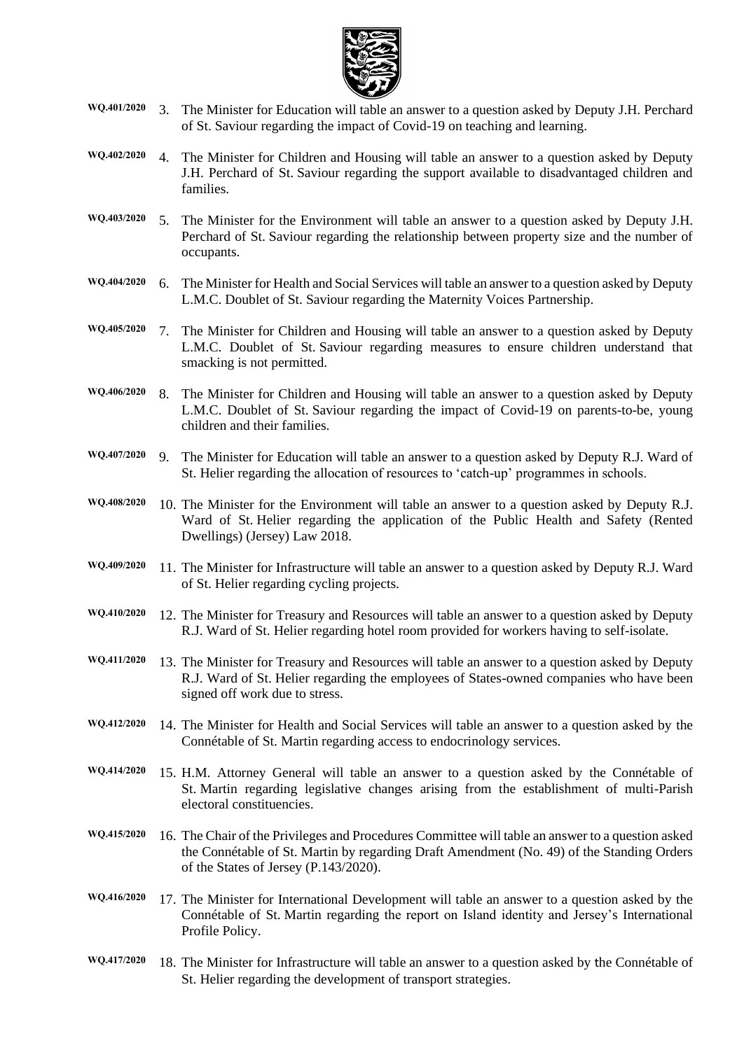WQ.401/2020 3. The Minister for Education will table an answer to a question asked by Deputy J.H. Perchard of St. Saviour regarding the impact of Covid-19 on teaching and learning.

WQ.402/2020 4. The Minister for Children and Housing will table an answer to a question asked by Deputy J.H. Perchard of St. Saviour regarding the support available to disadvantaged children and families.

WQ.403/2020 5. The Minister for the Environment will table an answer to a question asked by Deputy J.H. Perchard of St. Saviour regarding the relationship between property size and the number of occupants.

WQ.404/2020 6. The Minister for Health and Social Services will table an answer to a question asked by Deputy L.M.C. Doublet of St. Saviour regarding the Maternity Voices Partnership.

WQ.405/2020 7. The Minister for Children and Housing will table an answer to a question asked by Deputy L.M.C. Doublet of St. Saviour regarding measures to ensure children understand that smacking is not permitted.

WQ.406/2020 8. The Minister for Children and Housing will table an answer to a question asked by Deputy L.M.C. Doublet of St. Saviour regarding the impact of Covid-19 on parents-to-be, young children and their families.

WQ.407/2020 9. The Minister for Education will table an answer to a question asked by Deputy R.J. Ward of St. Helier regarding the allocation of resources to 'catch-up' programmes in schools.

WQ.408/2020 10. The Minister for the Environment will table an answer to a question asked by Deputy R.J. Ward of St. Helier regarding the application of the Public Health and Safety (Rented Dwellings) (Jersey) Law 2018.

WQ.409/2020 11. The Minister for Infrastructure will table an answer to a question asked by Deputy R.J. Ward of St. Helier regarding cycling projects.

WQ.410/2020 12. The Minister for Treasury and Resources will table an answer to a question asked by Deputy R.J. Ward of St. Helier regarding hotel room provided for workers having to self-isolate.

WQ.411/2020 13. The Minister for Treasury and Resources will table an answer to a question asked by Deputy R.J. Ward of St. Helier regarding the employees of States-owned companies who have been signed off work due to stress.

WQ.412/2020 14. The Minister for Health and Social Services will table an answer to a question asked by the Connétable of St. Martin regarding access to endocrinology services.

WQ.414/2020 15. H.M. Attorney General will table an answer to a question asked by the Connétable of St. Martin regarding legislative changes arising from the establishment of multi-Parish electoral constituencies.

WQ.415/2020 16. The Chair of the Privileges and Procedures Committee will table an answer to a question asked the Connétable of St. Martin by regarding Draft Amendment (No. 49) of the Standing Orders of the States of Jersey (P.143/2020).

WQ.416/2020 17. The Minister for International Development will table an answer to a question asked by the Connétable of St. Martin regarding the report on Island identity and Jersey's International Profile Policy.

WQ.417/2020 18. The Minister for Infrastructure will table an answer to a question asked by the Connétable of St. Helier regarding the development of transport strategies.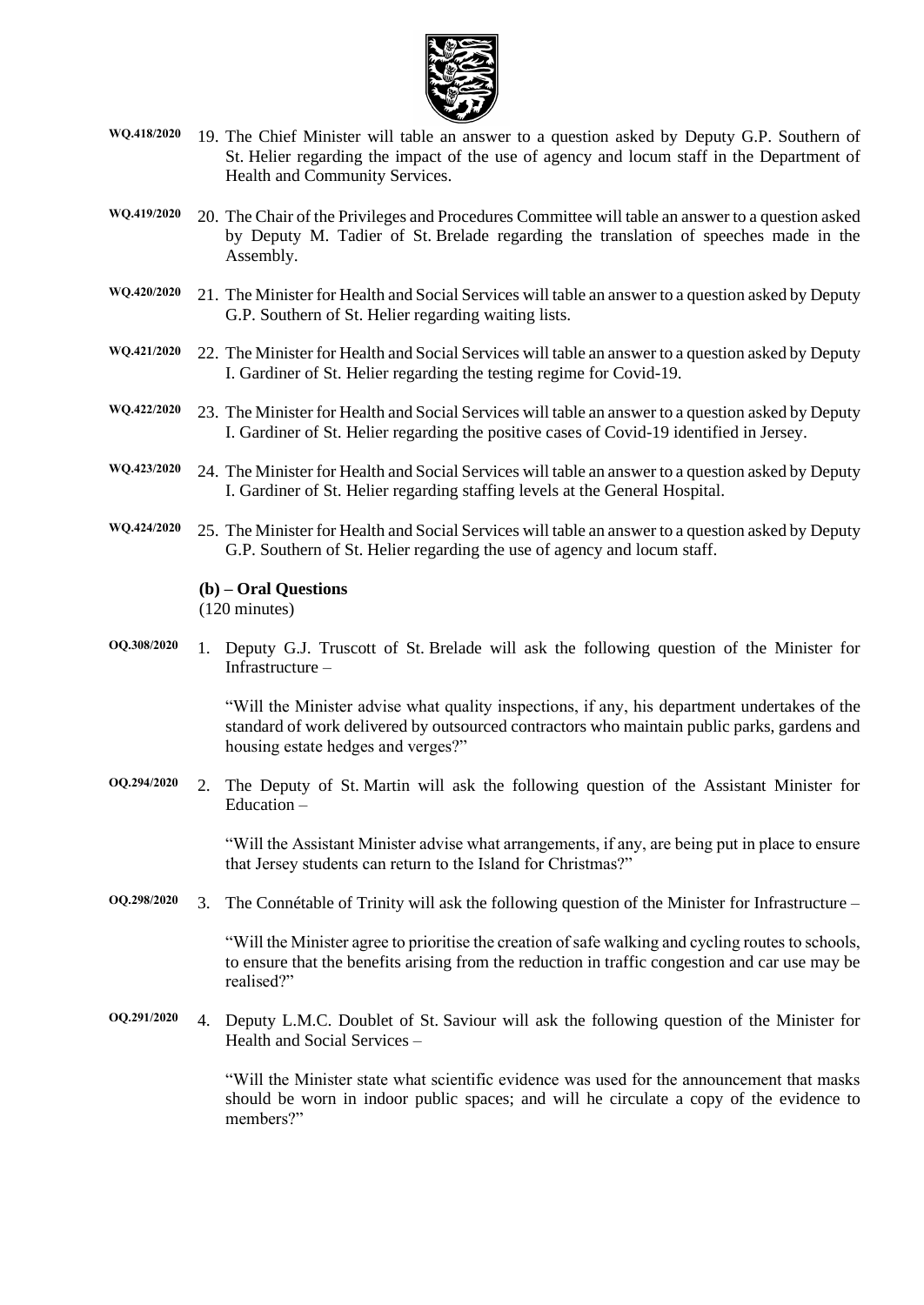WQ.418/2020 19. The Chief Minister will table an answer to a question asked by Deputy G.P. Southern of St. Helier regarding the impact of the use of agency and locum staff in the Department of Health and Community Services.

WQ.419/2020 20. The Chair of the Privileges and Procedures Committee will table an answer to a question asked by Deputy M. Tadier of St. Brelade regarding the translation of speeches made in the Assembly.

WQ.420/2020 21. The Minister for Health and Social Services will table an answer to a question asked by Deputy G.P. Southern of St. Helier regarding waiting lists.

WQ.421/2020 22. The Minister for Health and Social Services will table an answer to a question asked by Deputy I. Gardiner of St. Helier regarding the testing regime for Covid-19.

WQ.422/2020 23. The Minister for Health and Social Services will table an answer to a question asked by Deputy I. Gardiner of St. Helier regarding the positive cases of Covid-19 identified in Jersey.

WQ.423/2020 24. The Minister for Health and Social Services will table an answer to a question asked by Deputy I. Gardiner of St. Helier regarding staffing levels at the General Hospital.

WQ.424/2020 25. The Minister for Health and Social Services will table an answer to a question asked by Deputy G.P. Southern of St. Helier regarding the use of agency and locum staff.

**(b) – Oral Questions**
(120 minutes)

OQ.308/2020 1. Deputy G.J. Truscott of St. Brelade will ask the following question of the Minister for Infrastructure –

"Will the Minister advise what quality inspections, if any, his department undertakes of the standard of work delivered by outsourced contractors who maintain public parks, gardens and housing estate hedges and verges?"

OQ.294/2020 2. The Deputy of St. Martin will ask the following question of the Assistant Minister for Education –

"Will the Assistant Minister advise what arrangements, if any, are being put in place to ensure that Jersey students can return to the Island for Christmas?"

OQ.298/2020 3. The Connétable of Trinity will ask the following question of the Minister for Infrastructure –

"Will the Minister agree to prioritise the creation of safe walking and cycling routes to schools, to ensure that the benefits arising from the reduction in traffic congestion and car use may be realised?"

OQ.291/2020 4. Deputy L.M.C. Doublet of St. Saviour will ask the following question of the Minister for Health and Social Services –

"Will the Minister state what scientific evidence was used for the announcement that masks should be worn in indoor public spaces; and will he circulate a copy of the evidence to members?"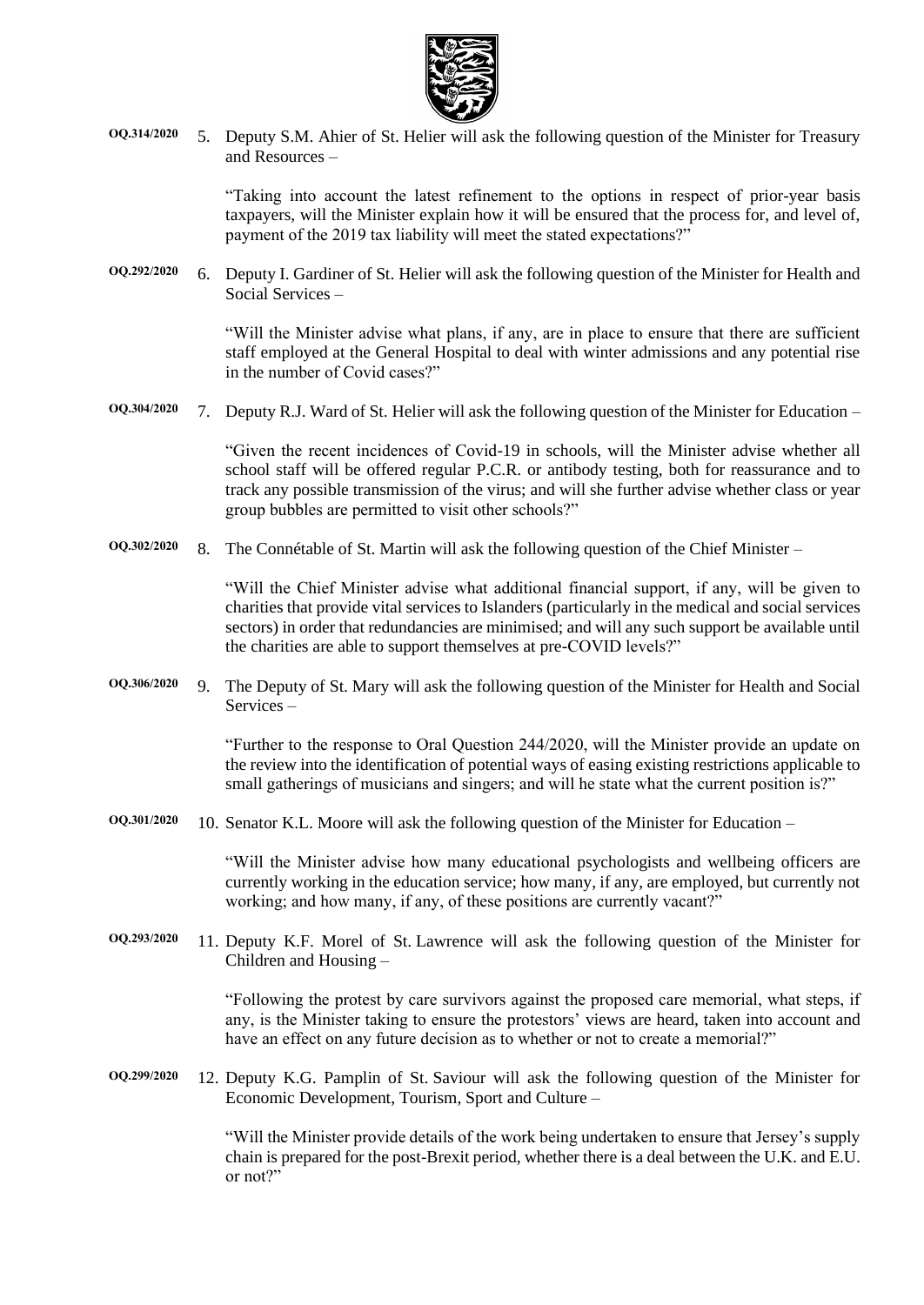**OQ.314/2020** 5. Deputy S.M. Ahier of St. Helier will ask the following question of the Minister for Treasury and Resources –

"Taking into account the latest refinement to the options in respect of prior-year basis taxpayers, will the Minister explain how it will be ensured that the process for, and level of, payment of the 2019 tax liability will meet the stated expectations?"

**OQ.292/2020** 6. Deputy I. Gardiner of St. Helier will ask the following question of the Minister for Health and Social Services –

"Will the Minister advise what plans, if any, are in place to ensure that there are sufficient staff employed at the General Hospital to deal with winter admissions and any potential rise in the number of Covid cases?"

**OQ.304/2020** 7. Deputy R.J. Ward of St. Helier will ask the following question of the Minister for Education –

"Given the recent incidences of Covid-19 in schools, will the Minister advise whether all school staff will be offered regular P.C.R. or antibody testing, both for reassurance and to track any possible transmission of the virus; and will she further advise whether class or year group bubbles are permitted to visit other schools?"

**OQ.302/2020** 8. The Connétable of St. Martin will ask the following question of the Chief Minister –

"Will the Chief Minister advise what additional financial support, if any, will be given to charities that provide vital services to Islanders (particularly in the medical and social services sectors) in order that redundancies are minimised; and will any such support be available until the charities are able to support themselves at pre-COVID levels?"

**OQ.306/2020** 9. The Deputy of St. Mary will ask the following question of the Minister for Health and Social Services –

"Further to the response to Oral Question 244/2020, will the Minister provide an update on the review into the identification of potential ways of easing existing restrictions applicable to small gatherings of musicians and singers; and will he state what the current position is?"

**OQ.301/2020** 10. Senator K.L. Moore will ask the following question of the Minister for Education –

"Will the Minister advise how many educational psychologists and wellbeing officers are currently working in the education service; how many, if any, are employed, but currently not working; and how many, if any, of these positions are currently vacant?"

**OQ.293/2020** 11. Deputy K.F. Morel of St. Lawrence will ask the following question of the Minister for Children and Housing –

"Following the protest by care survivors against the proposed care memorial, what steps, if any, is the Minister taking to ensure the protestors' views are heard, taken into account and have an effect on any future decision as to whether or not to create a memorial?"

**OQ.299/2020** 12. Deputy K.G. Pamplin of St. Saviour will ask the following question of the Minister for Economic Development, Tourism, Sport and Culture –

"Will the Minister provide details of the work being undertaken to ensure that Jersey's supply chain is prepared for the post-Brexit period, whether there is a deal between the U.K. and E.U. or not?"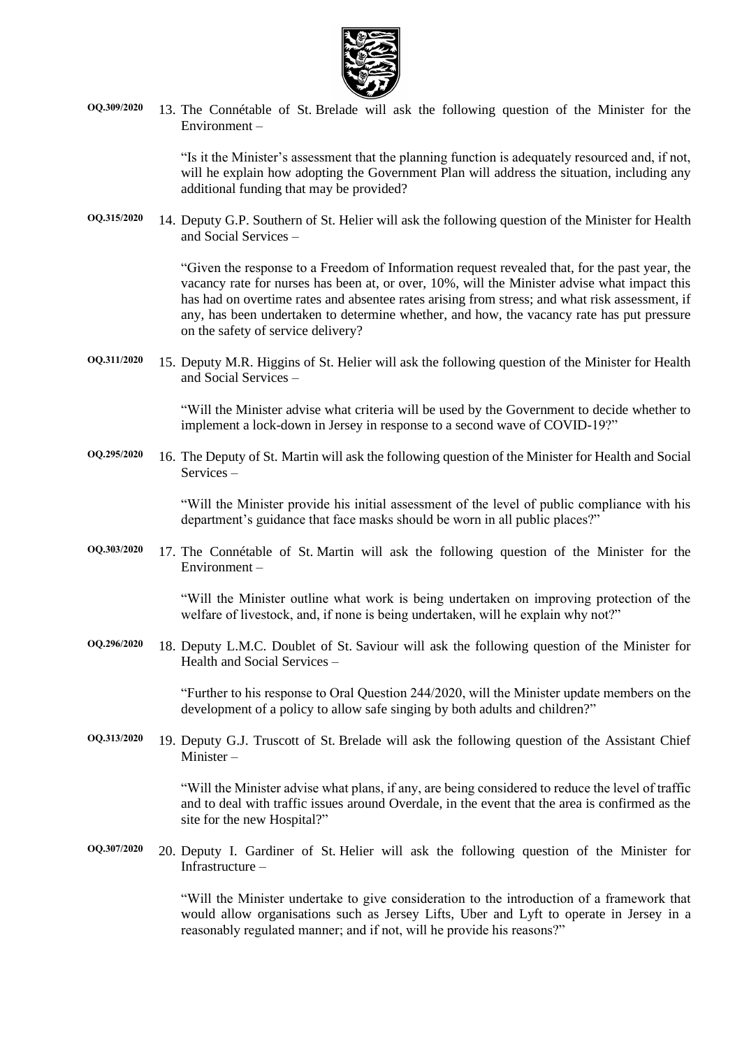**OQ.309/2020** 13. The Connétable of St. Brelade will ask the following question of the Minister for the Environment –

"Is it the Minister's assessment that the planning function is adequately resourced and, if not, will he explain how adopting the Government Plan will address the situation, including any additional funding that may be provided?

**OQ.315/2020** 14. Deputy G.P. Southern of St. Helier will ask the following question of the Minister for Health and Social Services –

"Given the response to a Freedom of Information request revealed that, for the past year, the vacancy rate for nurses has been at, or over, 10%, will the Minister advise what impact this has had on overtime rates and absentee rates arising from stress; and what risk assessment, if any, has been undertaken to determine whether, and how, the vacancy rate has put pressure on the safety of service delivery?

**OQ.311/2020** 15. Deputy M.R. Higgins of St. Helier will ask the following question of the Minister for Health and Social Services –

"Will the Minister advise what criteria will be used by the Government to decide whether to implement a lock-down in Jersey in response to a second wave of COVID-19?"

**OQ.295/2020** 16. The Deputy of St. Martin will ask the following question of the Minister for Health and Social Services –

"Will the Minister provide his initial assessment of the level of public compliance with his department's guidance that face masks should be worn in all public places?"

**OQ.303/2020** 17. The Connétable of St. Martin will ask the following question of the Minister for the Environment –

"Will the Minister outline what work is being undertaken on improving protection of the welfare of livestock, and, if none is being undertaken, will he explain why not?"

**OQ.296/2020** 18. Deputy L.M.C. Doublet of St. Saviour will ask the following question of the Minister for Health and Social Services –

"Further to his response to Oral Question 244/2020, will the Minister update members on the development of a policy to allow safe singing by both adults and children?"

**OQ.313/2020** 19. Deputy G.J. Truscott of St. Brelade will ask the following question of the Assistant Chief Minister –

"Will the Minister advise what plans, if any, are being considered to reduce the level of traffic and to deal with traffic issues around Overdale, in the event that the area is confirmed as the site for the new Hospital?"

**OQ.307/2020** 20. Deputy I. Gardiner of St. Helier will ask the following question of the Minister for Infrastructure –

"Will the Minister undertake to give consideration to the introduction of a framework that would allow organisations such as Jersey Lifts, Uber and Lyft to operate in Jersey in a reasonably regulated manner; and if not, will he provide his reasons?"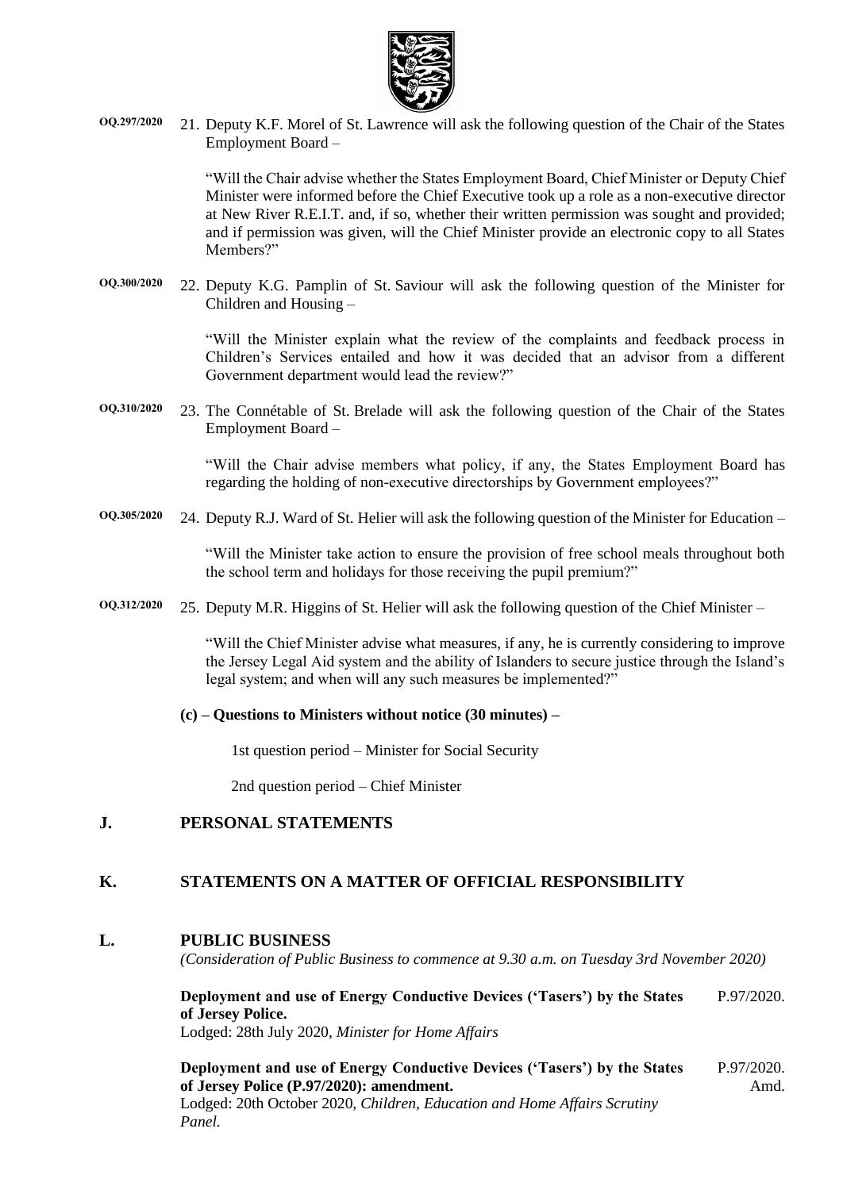**OQ.297/2020** 21. Deputy K.F. Morel of St. Lawrence will ask the following question of the Chair of the States Employment Board –

"Will the Chair advise whether the States Employment Board, Chief Minister or Deputy Chief Minister were informed before the Chief Executive took up a role as a non-executive director at New River R.E.I.T. and, if so, whether their written permission was sought and provided; and if permission was given, will the Chief Minister provide an electronic copy to all States Members?"

**OQ.300/2020** 22. Deputy K.G. Pamplin of St. Saviour will ask the following question of the Minister for Children and Housing –

"Will the Minister explain what the review of the complaints and feedback process in Children's Services entailed and how it was decided that an advisor from a different Government department would lead the review?"

**OQ.310/2020** 23. The Connétable of St. Brelade will ask the following question of the Chair of the States Employment Board –

"Will the Chair advise members what policy, if any, the States Employment Board has regarding the holding of non-executive directorships by Government employees?"

**OQ.305/2020** 24. Deputy R.J. Ward of St. Helier will ask the following question of the Minister for Education –

"Will the Minister take action to ensure the provision of free school meals throughout both the school term and holidays for those receiving the pupil premium?"

**OQ.312/2020** 25. Deputy M.R. Higgins of St. Helier will ask the following question of the Chief Minister –

"Will the Chief Minister advise what measures, if any, he is currently considering to improve the Jersey Legal Aid system and the ability of Islanders to secure justice through the Island's legal system; and when will any such measures be implemented?"

**(c) – Questions to Ministers without notice (30 minutes) –**

1st question period – Minister for Social Security

2nd question period – Chief Minister

## J. PERSONAL STATEMENTS

## K. STATEMENTS ON A MATTER OF OFFICIAL RESPONSIBILITY

## L. PUBLIC BUSINESS

*(Consideration of Public Business to commence at 9.30 a.m. on Tuesday 3rd November 2020)*

**Deployment and use of Energy Conductive Devices ('Tasers') by the States of Jersey Police.** P.97/2020.
Lodged: 28th July 2020, *Minister for Home Affairs*

**Deployment and use of Energy Conductive Devices ('Tasers') by the States of Jersey Police (P.97/2020): amendment.** P.97/2020. Amd.
Lodged: 20th October 2020, *Children, Education and Home Affairs Scrutiny Panel.*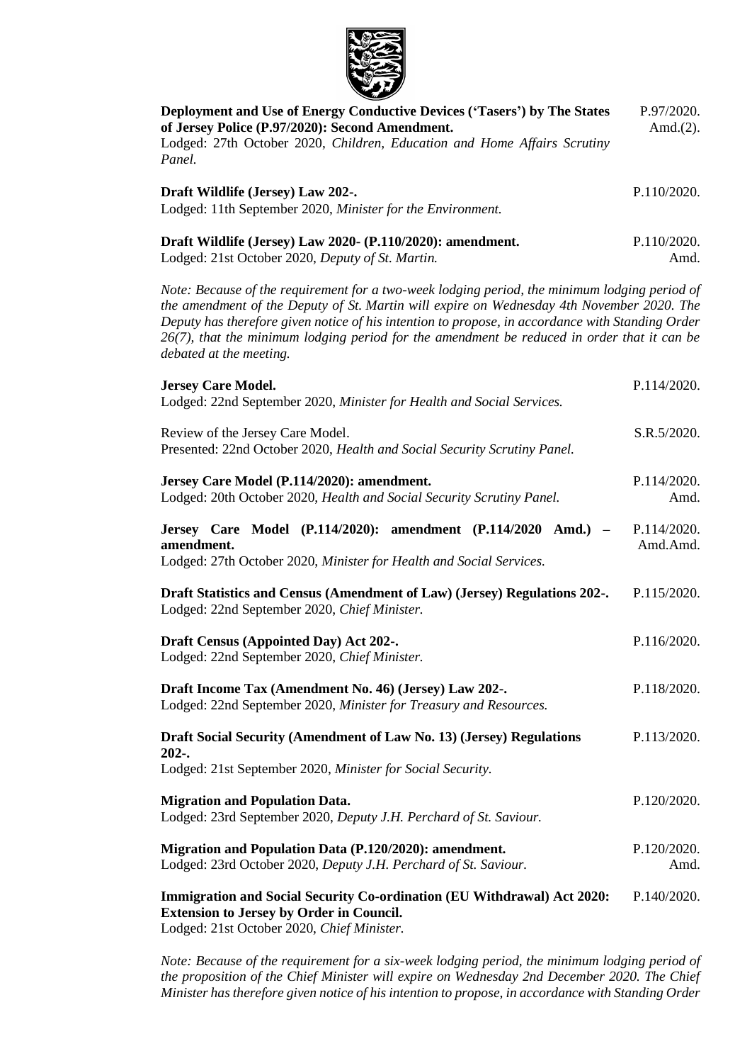**Deployment and Use of Energy Conductive Devices ('Tasers') by The States of Jersey Police (P.97/2020): Second Amendment.** P.97/2020. Amd.(2).
Lodged: 27th October 2020, *Children, Education and Home Affairs Scrutiny Panel.*

**Draft Wildlife (Jersey) Law 202-.** P.110/2020.
Lodged: 11th September 2020, *Minister for the Environment.*

**Draft Wildlife (Jersey) Law 2020- (P.110/2020): amendment.** P.110/2020. Amd.
Lodged: 21st October 2020, *Deputy of St. Martin.*

*Note: Because of the requirement for a two-week lodging period, the minimum lodging period of the amendment of the Deputy of St. Martin will expire on Wednesday 4th November 2020. The Deputy has therefore given notice of his intention to propose, in accordance with Standing Order 26(7), that the minimum lodging period for the amendment be reduced in order that it can be debated at the meeting.*

**Jersey Care Model.** P.114/2020.
Lodged: 22nd September 2020, *Minister for Health and Social Services.*

Review of the Jersey Care Model. S.R.5/2020.
Presented: 22nd October 2020, *Health and Social Security Scrutiny Panel.*

**Jersey Care Model (P.114/2020): amendment.** P.114/2020. Amd.
Lodged: 20th October 2020, *Health and Social Security Scrutiny Panel.*

**Jersey Care Model (P.114/2020): amendment (P.114/2020 Amd.) – amendment.** P.114/2020. Amd.Amd.
Lodged: 27th October 2020, *Minister for Health and Social Services.*

**Draft Statistics and Census (Amendment of Law) (Jersey) Regulations 202-.** P.115/2020.
Lodged: 22nd September 2020, *Chief Minister.*

**Draft Census (Appointed Day) Act 202-.** P.116/2020.
Lodged: 22nd September 2020, *Chief Minister.*

**Draft Income Tax (Amendment No. 46) (Jersey) Law 202-.** P.118/2020.
Lodged: 22nd September 2020, *Minister for Treasury and Resources.*

**Draft Social Security (Amendment of Law No. 13) (Jersey) Regulations 202-.** P.113/2020.
Lodged: 21st September 2020, *Minister for Social Security.*

**Migration and Population Data.** P.120/2020.
Lodged: 23rd September 2020, *Deputy J.H. Perchard of St. Saviour.*

**Migration and Population Data (P.120/2020): amendment.** P.120/2020. Amd.
Lodged: 23rd October 2020, *Deputy J.H. Perchard of St. Saviour.*

**Immigration and Social Security Co-ordination (EU Withdrawal) Act 2020: Extension to Jersey by Order in Council.** P.140/2020.
Lodged: 21st October 2020, *Chief Minister.*

*Note: Because of the requirement for a six-week lodging period, the minimum lodging period of the proposition of the Chief Minister will expire on Wednesday 2nd December 2020. The Chief Minister has therefore given notice of his intention to propose, in accordance with Standing Order*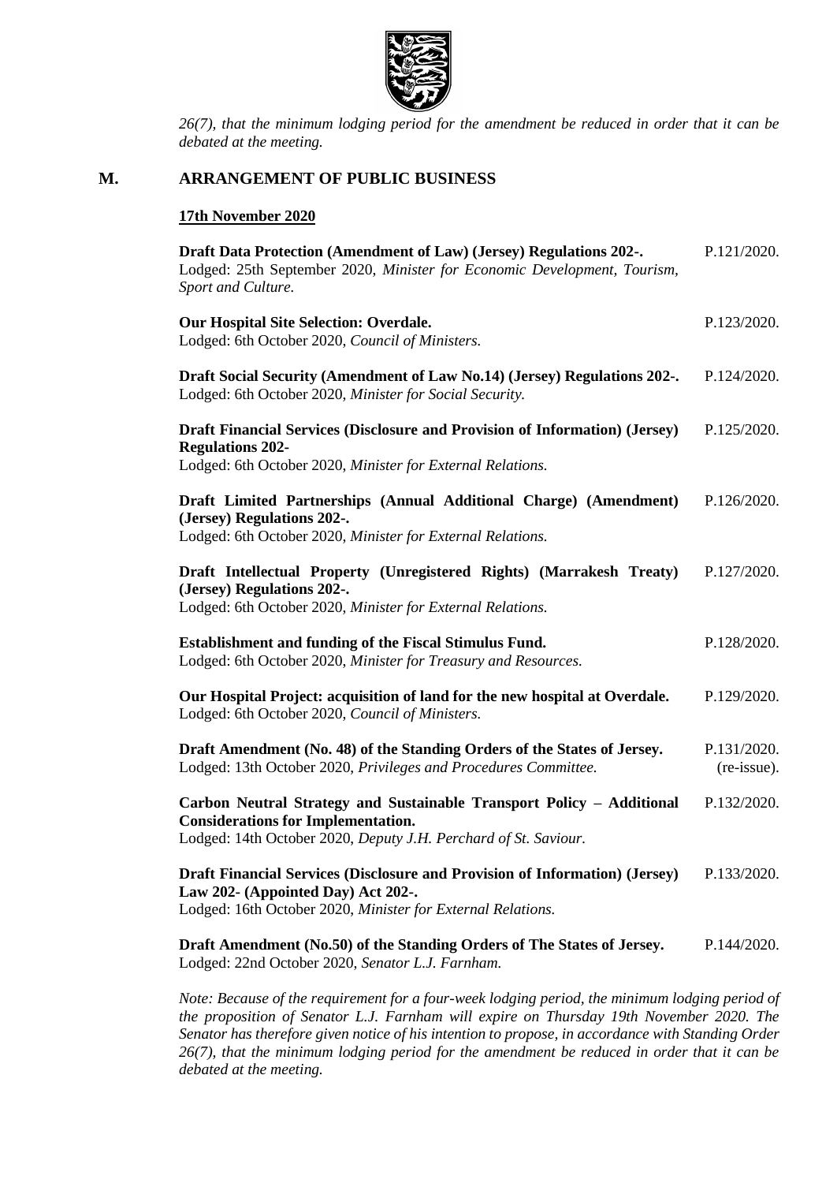*26(7), that the minimum lodging period for the amendment be reduced in order that it can be debated at the meeting.*

## M. ARRANGEMENT OF PUBLIC BUSINESS

### 17th November 2020

**Draft Data Protection (Amendment of Law) (Jersey) Regulations 202-.** P.121/2020.
Lodged: 25th September 2020, *Minister for Economic Development, Tourism, Sport and Culture.*

**Our Hospital Site Selection: Overdale.** P.123/2020.
Lodged: 6th October 2020, *Council of Ministers.*

**Draft Social Security (Amendment of Law No.14) (Jersey) Regulations 202-.** P.124/2020.
Lodged: 6th October 2020, *Minister for Social Security.*

**Draft Financial Services (Disclosure and Provision of Information) (Jersey) Regulations 202-** P.125/2020.
Lodged: 6th October 2020, *Minister for External Relations.*

**Draft Limited Partnerships (Annual Additional Charge) (Amendment) (Jersey) Regulations 202-.** P.126/2020.
Lodged: 6th October 2020, *Minister for External Relations.*

**Draft Intellectual Property (Unregistered Rights) (Marrakesh Treaty) (Jersey) Regulations 202-.** P.127/2020.
Lodged: 6th October 2020, *Minister for External Relations.*

**Establishment and funding of the Fiscal Stimulus Fund.** P.128/2020.
Lodged: 6th October 2020, *Minister for Treasury and Resources.*

**Our Hospital Project: acquisition of land for the new hospital at Overdale.** P.129/2020.
Lodged: 6th October 2020, *Council of Ministers.*

**Draft Amendment (No. 48) of the Standing Orders of the States of Jersey.** P.131/2020. (re-issue).
Lodged: 13th October 2020, *Privileges and Procedures Committee.*

**Carbon Neutral Strategy and Sustainable Transport Policy – Additional Considerations for Implementation.** P.132/2020.
Lodged: 14th October 2020, *Deputy J.H. Perchard of St. Saviour.*

**Draft Financial Services (Disclosure and Provision of Information) (Jersey) Law 202- (Appointed Day) Act 202-.** P.133/2020.
Lodged: 16th October 2020, *Minister for External Relations.*

**Draft Amendment (No.50) of the Standing Orders of The States of Jersey.** P.144/2020.
Lodged: 22nd October 2020, *Senator L.J. Farnham.*

*Note: Because of the requirement for a four-week lodging period, the minimum lodging period of the proposition of Senator L.J. Farnham will expire on Thursday 19th November 2020. The Senator has therefore given notice of his intention to propose, in accordance with Standing Order 26(7), that the minimum lodging period for the amendment be reduced in order that it can be debated at the meeting.*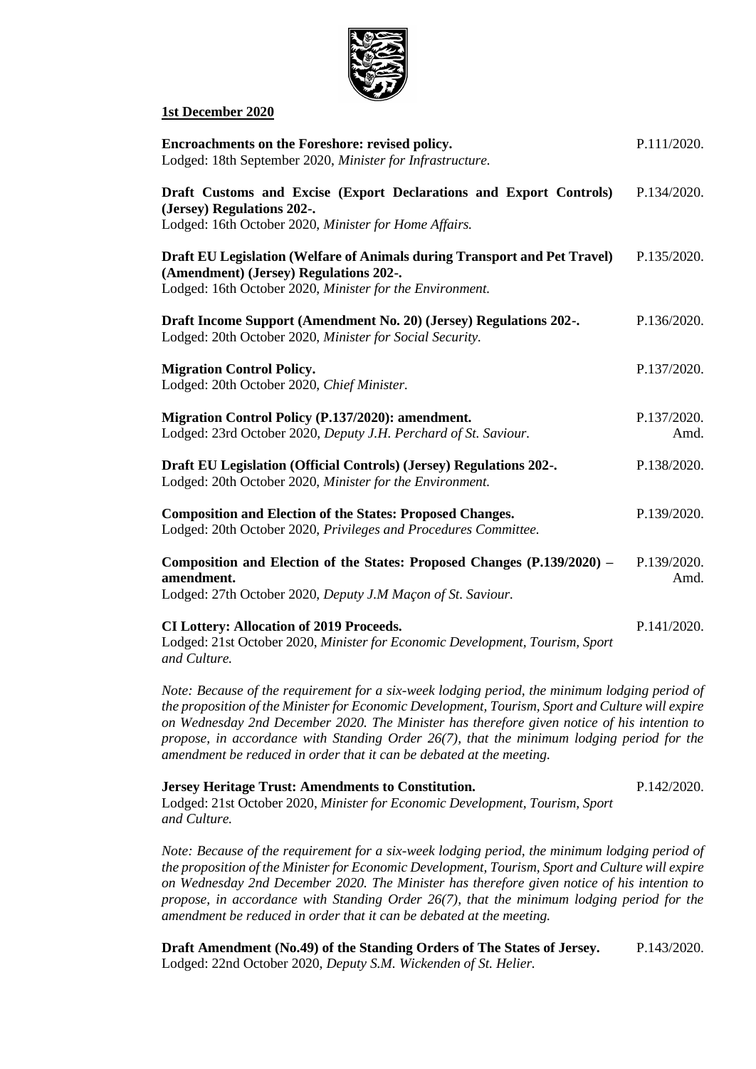**1st December 2020**

| | |
|---|---|
| **Encroachments on the Foreshore: revised policy.**<br>Lodged: 18th September 2020, *Minister for Infrastructure.* | P.111/2020. |
| **Draft Customs and Excise (Export Declarations and Export Controls) (Jersey) Regulations 202-.**<br>Lodged: 16th October 2020, *Minister for Home Affairs.* | P.134/2020. |
| **Draft EU Legislation (Welfare of Animals during Transport and Pet Travel) (Amendment) (Jersey) Regulations 202-.**<br>Lodged: 16th October 2020, *Minister for the Environment.* | P.135/2020. |
| **Draft Income Support (Amendment No. 20) (Jersey) Regulations 202-.**<br>Lodged: 20th October 2020, *Minister for Social Security.* | P.136/2020. |
| **Migration Control Policy.**<br>Lodged: 20th October 2020, *Chief Minister.* | P.137/2020. |
| **Migration Control Policy (P.137/2020): amendment.**<br>Lodged: 23rd October 2020, *Deputy J.H. Perchard of St. Saviour.* | P.137/2020. Amd. |
| **Draft EU Legislation (Official Controls) (Jersey) Regulations 202-.**<br>Lodged: 20th October 2020, *Minister for the Environment.* | P.138/2020. |
| **Composition and Election of the States: Proposed Changes.**<br>Lodged: 20th October 2020, *Privileges and Procedures Committee.* | P.139/2020. |
| **Composition and Election of the States: Proposed Changes (P.139/2020) – amendment.**<br>Lodged: 27th October 2020, *Deputy J.M Maçon of St. Saviour.* | P.139/2020. Amd. |
| **CI Lottery: Allocation of 2019 Proceeds.**<br>Lodged: 21st October 2020, *Minister for Economic Development, Tourism, Sport and Culture.* | P.141/2020. |

*Note: Because of the requirement for a six-week lodging period, the minimum lodging period of the proposition of the Minister for Economic Development, Tourism, Sport and Culture will expire on Wednesday 2nd December 2020. The Minister has therefore given notice of his intention to propose, in accordance with Standing Order 26(7), that the minimum lodging period for the amendment be reduced in order that it can be debated at the meeting.*

| | |
|---|---|
| **Jersey Heritage Trust: Amendments to Constitution.**<br>Lodged: 21st October 2020, *Minister for Economic Development, Tourism, Sport and Culture.* | P.142/2020. |

*Note: Because of the requirement for a six-week lodging period, the minimum lodging period of the proposition of the Minister for Economic Development, Tourism, Sport and Culture will expire on Wednesday 2nd December 2020. The Minister has therefore given notice of his intention to propose, in accordance with Standing Order 26(7), that the minimum lodging period for the amendment be reduced in order that it can be debated at the meeting.*

| | |
|---|---|
| **Draft Amendment (No.49) of the Standing Orders of The States of Jersey.**<br>Lodged: 22nd October 2020, *Deputy S.M. Wickenden of St. Helier.* | P.143/2020. |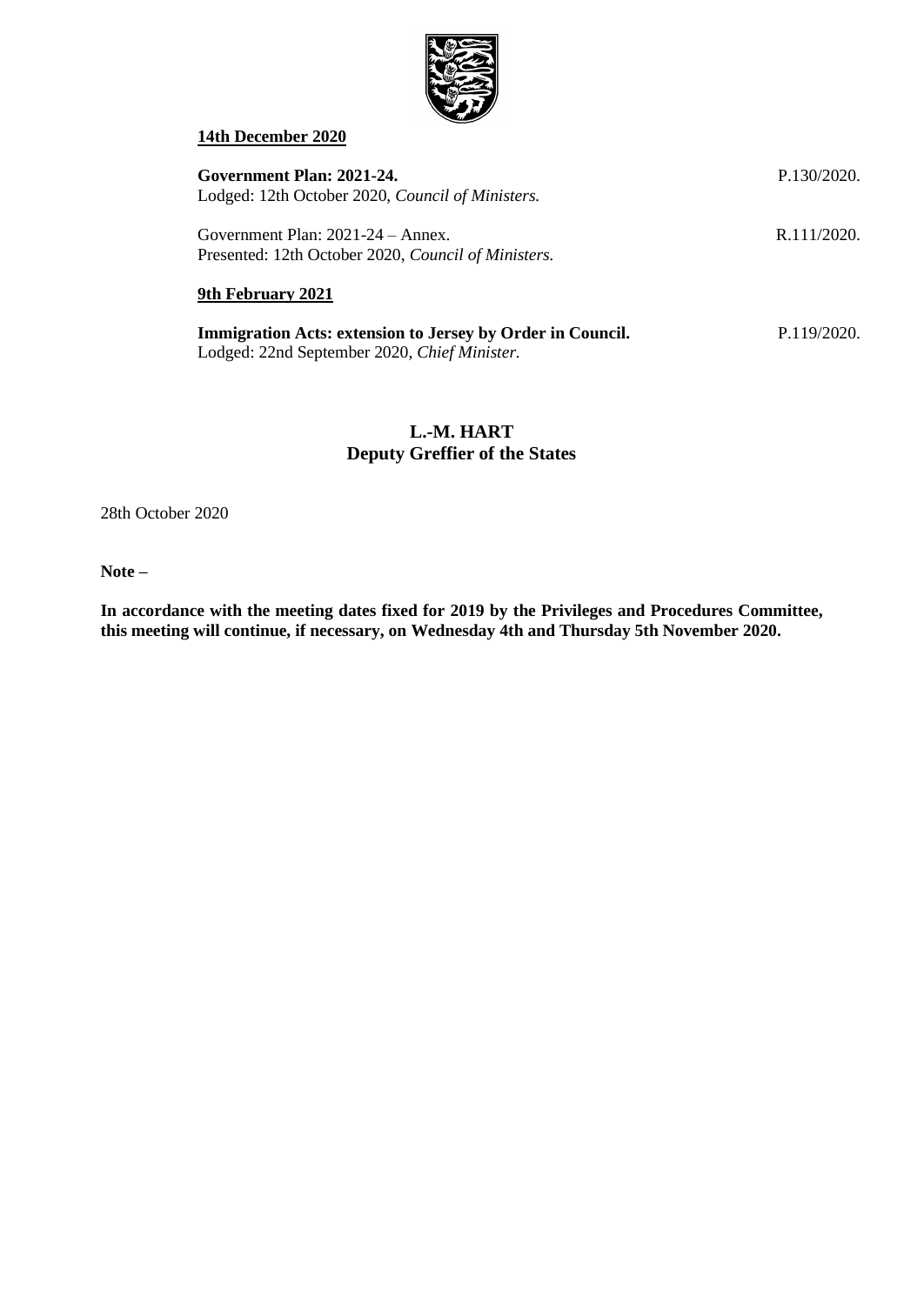**14th December 2020**

| | |
|---|---|
| **Government Plan: 2021-24.**<br>Lodged: 12th October 2020, *Council of Ministers.* | P.130/2020. |
| Government Plan: 2021-24 – Annex.<br>Presented: 12th October 2020, *Council of Ministers.* | R.111/2020. |

**9th February 2021**

| | |
|---|---|
| **Immigration Acts: extension to Jersey by Order in Council.**<br>Lodged: 22nd September 2020, *Chief Minister.* | P.119/2020. |

**L.-M. HART**
**Deputy Greffier of the States**

28th October 2020

**Note –**

**In accordance with the meeting dates fixed for 2019 by the Privileges and Procedures Committee, this meeting will continue, if necessary, on Wednesday 4th and Thursday 5th November 2020.**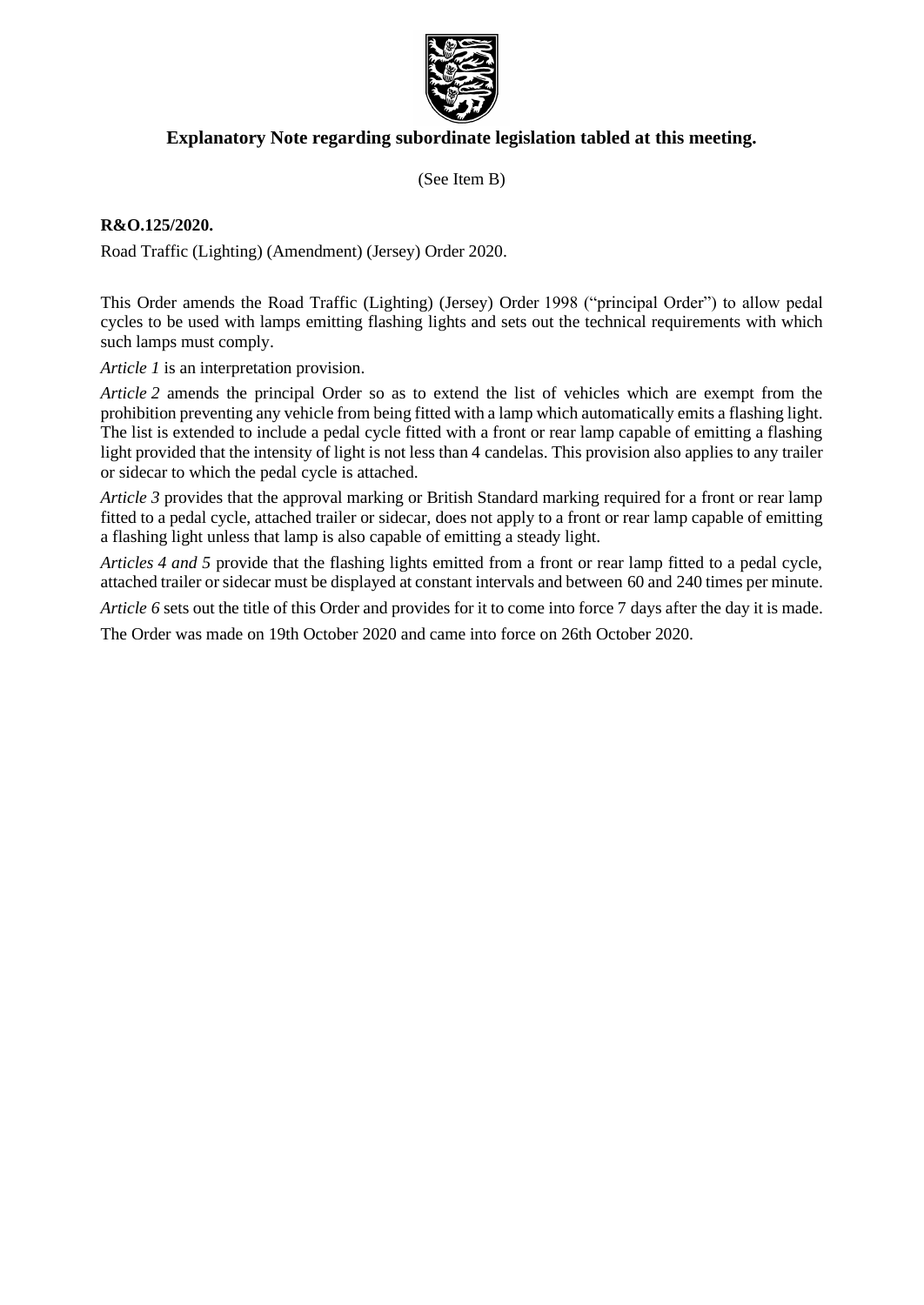## Explanatory Note regarding subordinate legislation tabled at this meeting.

(See Item B)

**R&O.125/2020.**

Road Traffic (Lighting) (Amendment) (Jersey) Order 2020.

This Order amends the Road Traffic (Lighting) (Jersey) Order 1998 ("principal Order") to allow pedal cycles to be used with lamps emitting flashing lights and sets out the technical requirements with which such lamps must comply.

*Article 1* is an interpretation provision.

*Article 2* amends the principal Order so as to extend the list of vehicles which are exempt from the prohibition preventing any vehicle from being fitted with a lamp which automatically emits a flashing light. The list is extended to include a pedal cycle fitted with a front or rear lamp capable of emitting a flashing light provided that the intensity of light is not less than 4 candelas. This provision also applies to any trailer or sidecar to which the pedal cycle is attached.

*Article 3* provides that the approval marking or British Standard marking required for a front or rear lamp fitted to a pedal cycle, attached trailer or sidecar, does not apply to a front or rear lamp capable of emitting a flashing light unless that lamp is also capable of emitting a steady light.

*Articles 4 and 5* provide that the flashing lights emitted from a front or rear lamp fitted to a pedal cycle, attached trailer or sidecar must be displayed at constant intervals and between 60 and 240 times per minute.

*Article 6* sets out the title of this Order and provides for it to come into force 7 days after the day it is made.

The Order was made on 19th October 2020 and came into force on 26th October 2020.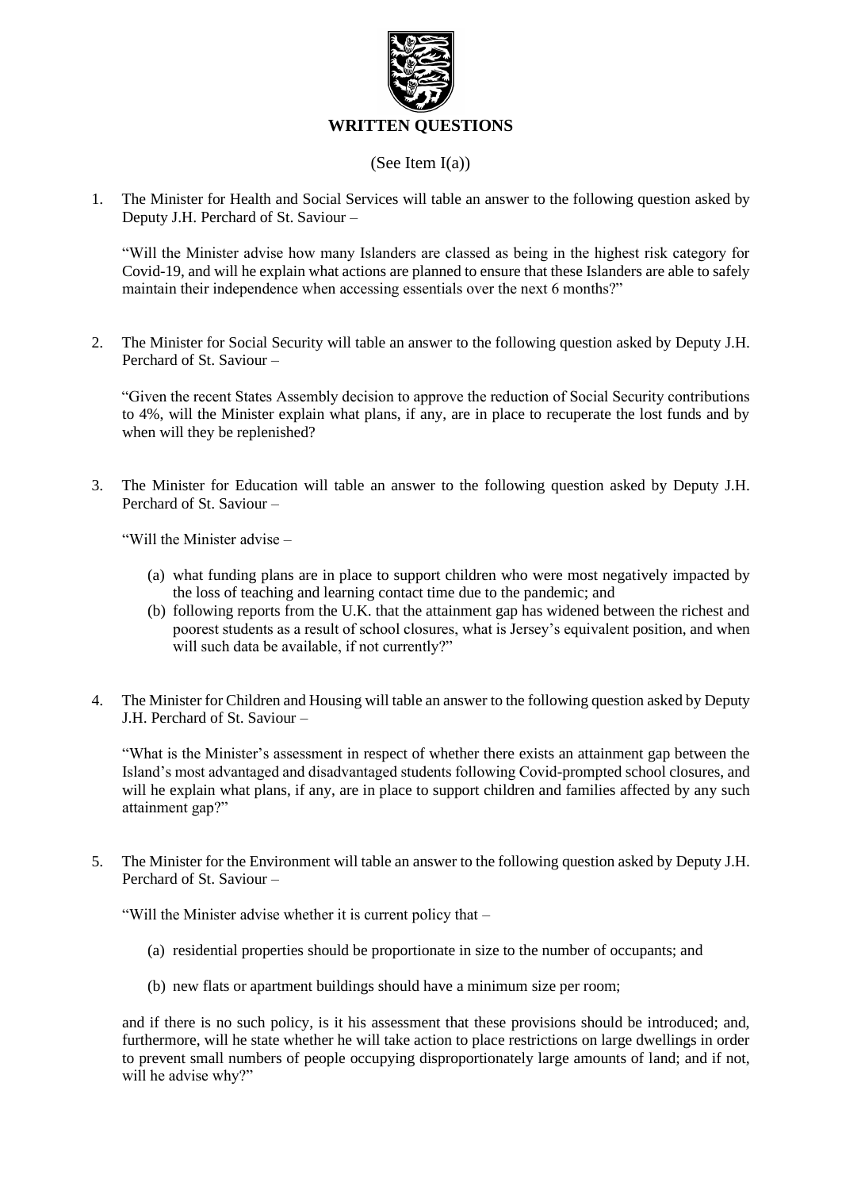## WRITTEN QUESTIONS

(See Item I(a))

1. The Minister for Health and Social Services will table an answer to the following question asked by Deputy J.H. Perchard of St. Saviour –

   "Will the Minister advise how many Islanders are classed as being in the highest risk category for Covid-19, and will he explain what actions are planned to ensure that these Islanders are able to safely maintain their independence when accessing essentials over the next 6 months?"

2. The Minister for Social Security will table an answer to the following question asked by Deputy J.H. Perchard of St. Saviour –

   "Given the recent States Assembly decision to approve the reduction of Social Security contributions to 4%, will the Minister explain what plans, if any, are in place to recuperate the lost funds and by when will they be replenished?

3. The Minister for Education will table an answer to the following question asked by Deputy J.H. Perchard of St. Saviour –

   "Will the Minister advise –

   (a) what funding plans are in place to support children who were most negatively impacted by the loss of teaching and learning contact time due to the pandemic; and
   (b) following reports from the U.K. that the attainment gap has widened between the richest and poorest students as a result of school closures, what is Jersey's equivalent position, and when will such data be available, if not currently?"

4. The Minister for Children and Housing will table an answer to the following question asked by Deputy J.H. Perchard of St. Saviour –

   "What is the Minister's assessment in respect of whether there exists an attainment gap between the Island's most advantaged and disadvantaged students following Covid-prompted school closures, and will he explain what plans, if any, are in place to support children and families affected by any such attainment gap?"

5. The Minister for the Environment will table an answer to the following question asked by Deputy J.H. Perchard of St. Saviour –

   "Will the Minister advise whether it is current policy that –

   (a) residential properties should be proportionate in size to the number of occupants; and

   (b) new flats or apartment buildings should have a minimum size per room;

   and if there is no such policy, is it his assessment that these provisions should be introduced; and, furthermore, will he state whether he will take action to place restrictions on large dwellings in order to prevent small numbers of people occupying disproportionately large amounts of land; and if not, will he advise why?"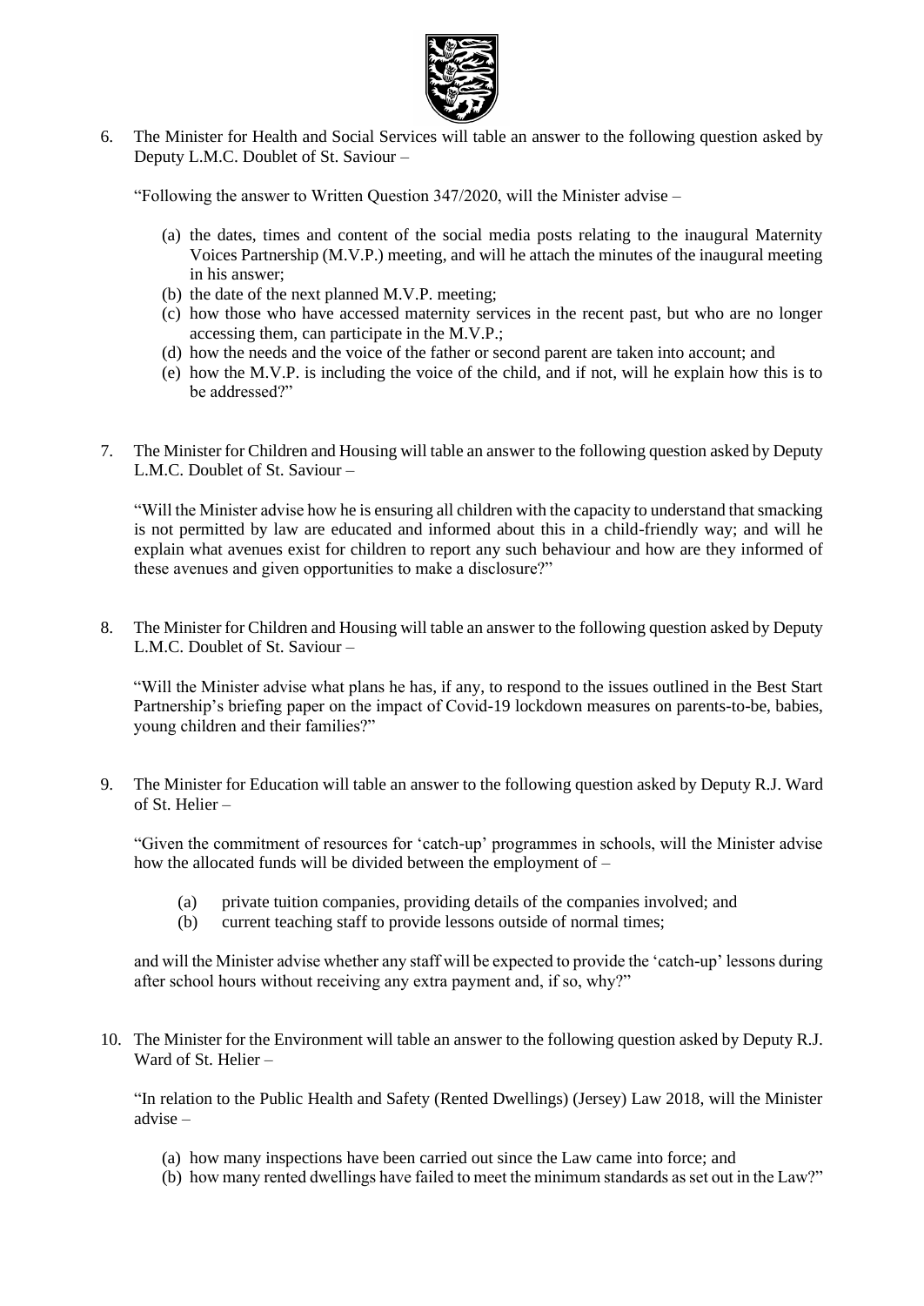6. The Minister for Health and Social Services will table an answer to the following question asked by Deputy L.M.C. Doublet of St. Saviour –

   "Following the answer to Written Question 347/2020, will the Minister advise –

   (a) the dates, times and content of the social media posts relating to the inaugural Maternity Voices Partnership (M.V.P.) meeting, and will he attach the minutes of the inaugural meeting in his answer;
   (b) the date of the next planned M.V.P. meeting;
   (c) how those who have accessed maternity services in the recent past, but who are no longer accessing them, can participate in the M.V.P.;
   (d) how the needs and the voice of the father or second parent are taken into account; and
   (e) how the M.V.P. is including the voice of the child, and if not, will he explain how this is to be addressed?"

7. The Minister for Children and Housing will table an answer to the following question asked by Deputy L.M.C. Doublet of St. Saviour –

   "Will the Minister advise how he is ensuring all children with the capacity to understand that smacking is not permitted by law are educated and informed about this in a child-friendly way; and will he explain what avenues exist for children to report any such behaviour and how are they informed of these avenues and given opportunities to make a disclosure?"

8. The Minister for Children and Housing will table an answer to the following question asked by Deputy L.M.C. Doublet of St. Saviour –

   "Will the Minister advise what plans he has, if any, to respond to the issues outlined in the Best Start Partnership's briefing paper on the impact of Covid-19 lockdown measures on parents-to-be, babies, young children and their families?"

9. The Minister for Education will table an answer to the following question asked by Deputy R.J. Ward of St. Helier –

   "Given the commitment of resources for 'catch-up' programmes in schools, will the Minister advise how the allocated funds will be divided between the employment of –

   (a) private tuition companies, providing details of the companies involved; and
   (b) current teaching staff to provide lessons outside of normal times;

   and will the Minister advise whether any staff will be expected to provide the 'catch-up' lessons during after school hours without receiving any extra payment and, if so, why?"

10. The Minister for the Environment will table an answer to the following question asked by Deputy R.J. Ward of St. Helier –

    "In relation to the Public Health and Safety (Rented Dwellings) (Jersey) Law 2018, will the Minister advise –

    (a) how many inspections have been carried out since the Law came into force; and
    (b) how many rented dwellings have failed to meet the minimum standards as set out in the Law?"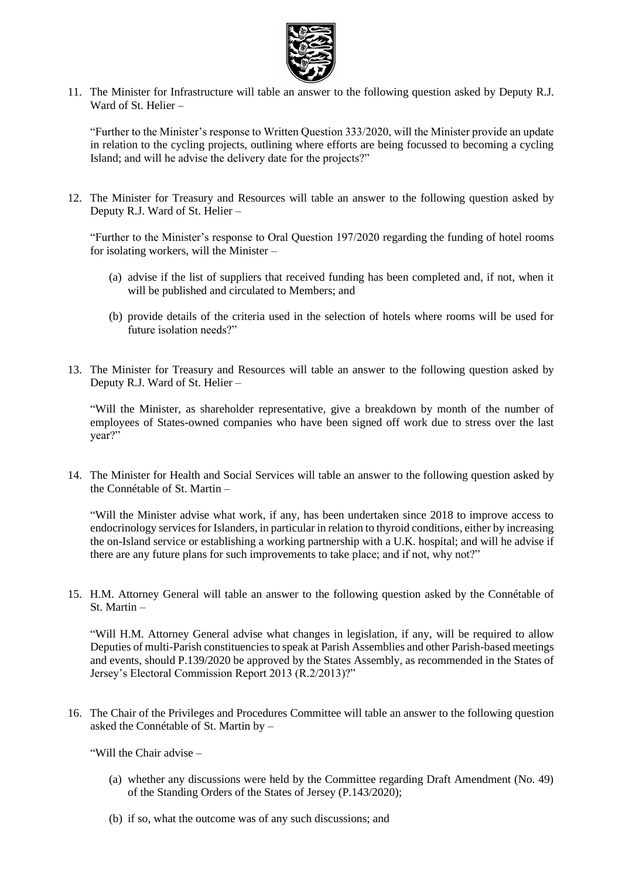11. The Minister for Infrastructure will table an answer to the following question asked by Deputy R.J. Ward of St. Helier –

    "Further to the Minister's response to Written Question 333/2020, will the Minister provide an update in relation to the cycling projects, outlining where efforts are being focussed to becoming a cycling Island; and will he advise the delivery date for the projects?"

12. The Minister for Treasury and Resources will table an answer to the following question asked by Deputy R.J. Ward of St. Helier –

    "Further to the Minister's response to Oral Question 197/2020 regarding the funding of hotel rooms for isolating workers, will the Minister –

    (a) advise if the list of suppliers that received funding has been completed and, if not, when it will be published and circulated to Members; and

    (b) provide details of the criteria used in the selection of hotels where rooms will be used for future isolation needs?"

13. The Minister for Treasury and Resources will table an answer to the following question asked by Deputy R.J. Ward of St. Helier –

    "Will the Minister, as shareholder representative, give a breakdown by month of the number of employees of States-owned companies who have been signed off work due to stress over the last year?"

14. The Minister for Health and Social Services will table an answer to the following question asked by the Connétable of St. Martin –

    "Will the Minister advise what work, if any, has been undertaken since 2018 to improve access to endocrinology services for Islanders, in particular in relation to thyroid conditions, either by increasing the on-Island service or establishing a working partnership with a U.K. hospital; and will he advise if there are any future plans for such improvements to take place; and if not, why not?"

15. H.M. Attorney General will table an answer to the following question asked by the Connétable of St. Martin –

    "Will H.M. Attorney General advise what changes in legislation, if any, will be required to allow Deputies of multi-Parish constituencies to speak at Parish Assemblies and other Parish-based meetings and events, should P.139/2020 be approved by the States Assembly, as recommended in the States of Jersey's Electoral Commission Report 2013 (R.2/2013)?"

16. The Chair of the Privileges and Procedures Committee will table an answer to the following question asked the Connétable of St. Martin by –

    "Will the Chair advise –

    (a) whether any discussions were held by the Committee regarding Draft Amendment (No. 49) of the Standing Orders of the States of Jersey (P.143/2020);

    (b) if so, what the outcome was of any such discussions; and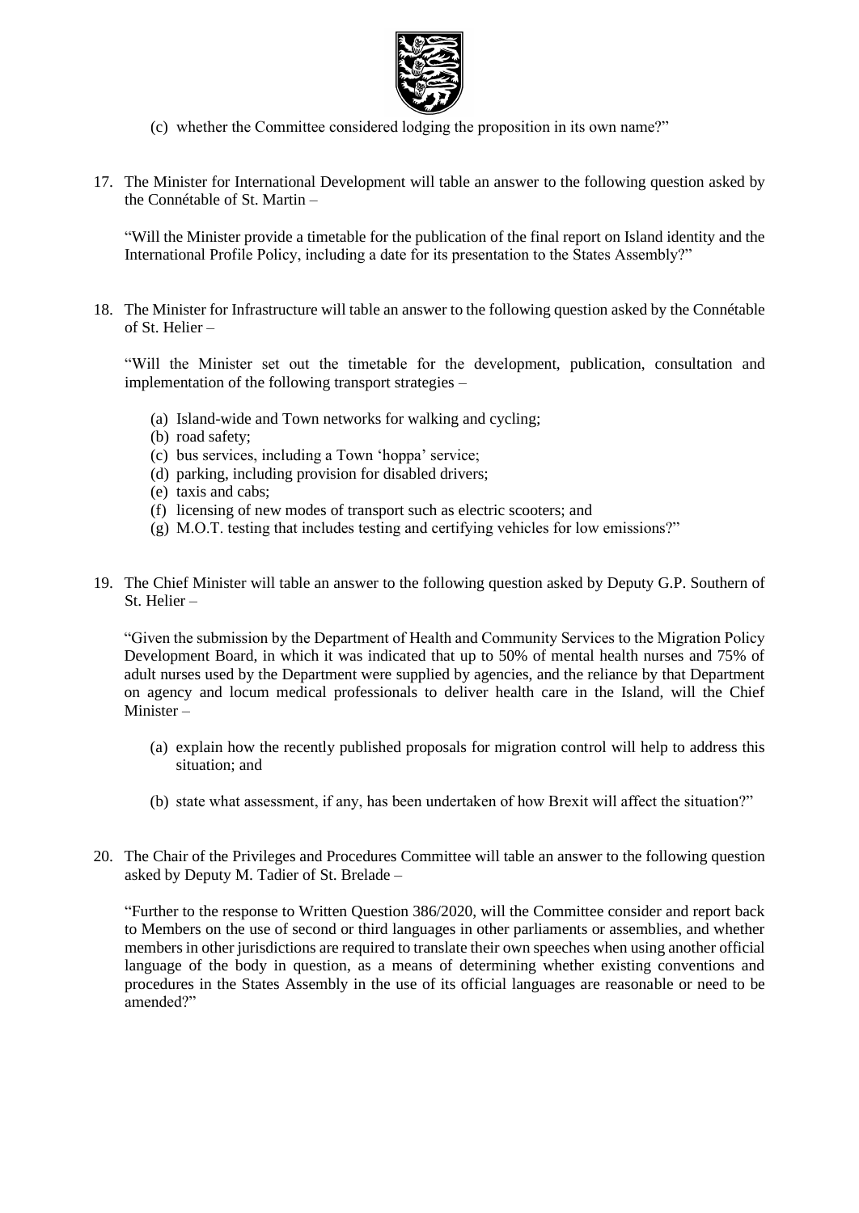(c) whether the Committee considered lodging the proposition in its own name?"

17. The Minister for International Development will table an answer to the following question asked by the Connétable of St. Martin –

    "Will the Minister provide a timetable for the publication of the final report on Island identity and the International Profile Policy, including a date for its presentation to the States Assembly?"

18. The Minister for Infrastructure will table an answer to the following question asked by the Connétable of St. Helier –

    "Will the Minister set out the timetable for the development, publication, consultation and implementation of the following transport strategies –

    (a) Island-wide and Town networks for walking and cycling;
    (b) road safety;
    (c) bus services, including a Town 'hoppa' service;
    (d) parking, including provision for disabled drivers;
    (e) taxis and cabs;
    (f) licensing of new modes of transport such as electric scooters; and
    (g) M.O.T. testing that includes testing and certifying vehicles for low emissions?"

19. The Chief Minister will table an answer to the following question asked by Deputy G.P. Southern of St. Helier –

    "Given the submission by the Department of Health and Community Services to the Migration Policy Development Board, in which it was indicated that up to 50% of mental health nurses and 75% of adult nurses used by the Department were supplied by agencies, and the reliance by that Department on agency and locum medical professionals to deliver health care in the Island, will the Chief Minister –

    (a) explain how the recently published proposals for migration control will help to address this situation; and

    (b) state what assessment, if any, has been undertaken of how Brexit will affect the situation?"

20. The Chair of the Privileges and Procedures Committee will table an answer to the following question asked by Deputy M. Tadier of St. Brelade –

    "Further to the response to Written Question 386/2020, will the Committee consider and report back to Members on the use of second or third languages in other parliaments or assemblies, and whether members in other jurisdictions are required to translate their own speeches when using another official language of the body in question, as a means of determining whether existing conventions and procedures in the States Assembly in the use of its official languages are reasonable or need to be amended?"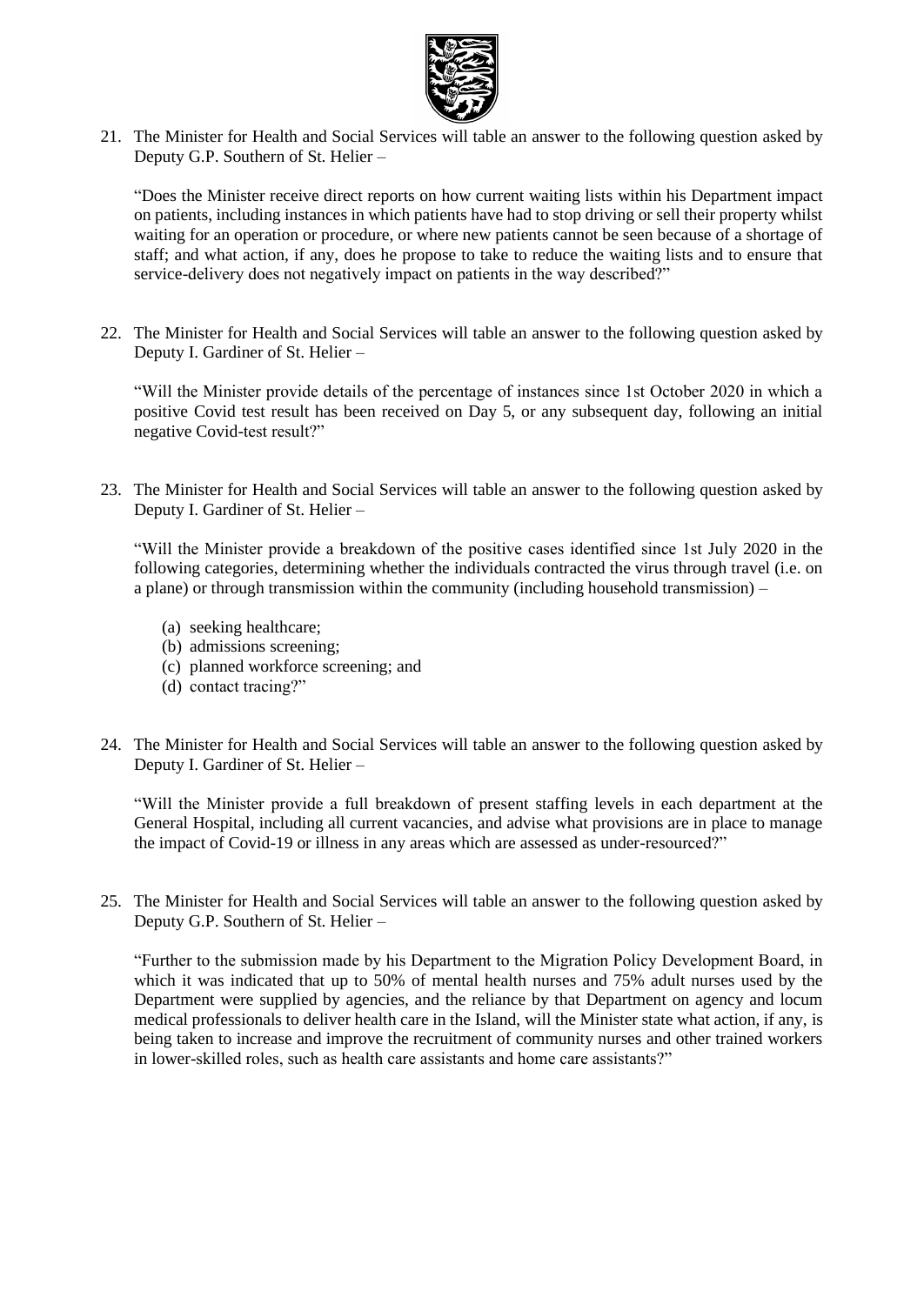21. The Minister for Health and Social Services will table an answer to the following question asked by Deputy G.P. Southern of St. Helier –

    "Does the Minister receive direct reports on how current waiting lists within his Department impact on patients, including instances in which patients have had to stop driving or sell their property whilst waiting for an operation or procedure, or where new patients cannot be seen because of a shortage of staff; and what action, if any, does he propose to take to reduce the waiting lists and to ensure that service-delivery does not negatively impact on patients in the way described?"

22. The Minister for Health and Social Services will table an answer to the following question asked by Deputy I. Gardiner of St. Helier –

    "Will the Minister provide details of the percentage of instances since 1st October 2020 in which a positive Covid test result has been received on Day 5, or any subsequent day, following an initial negative Covid-test result?"

23. The Minister for Health and Social Services will table an answer to the following question asked by Deputy I. Gardiner of St. Helier –

    "Will the Minister provide a breakdown of the positive cases identified since 1st July 2020 in the following categories, determining whether the individuals contracted the virus through travel (i.e. on a plane) or through transmission within the community (including household transmission) –

    (a) seeking healthcare;
    (b) admissions screening;
    (c) planned workforce screening; and
    (d) contact tracing?"

24. The Minister for Health and Social Services will table an answer to the following question asked by Deputy I. Gardiner of St. Helier –

    "Will the Minister provide a full breakdown of present staffing levels in each department at the General Hospital, including all current vacancies, and advise what provisions are in place to manage the impact of Covid-19 or illness in any areas which are assessed as under-resourced?"

25. The Minister for Health and Social Services will table an answer to the following question asked by Deputy G.P. Southern of St. Helier –

    "Further to the submission made by his Department to the Migration Policy Development Board, in which it was indicated that up to 50% of mental health nurses and 75% adult nurses used by the Department were supplied by agencies, and the reliance by that Department on agency and locum medical professionals to deliver health care in the Island, will the Minister state what action, if any, is being taken to increase and improve the recruitment of community nurses and other trained workers in lower-skilled roles, such as health care assistants and home care assistants?"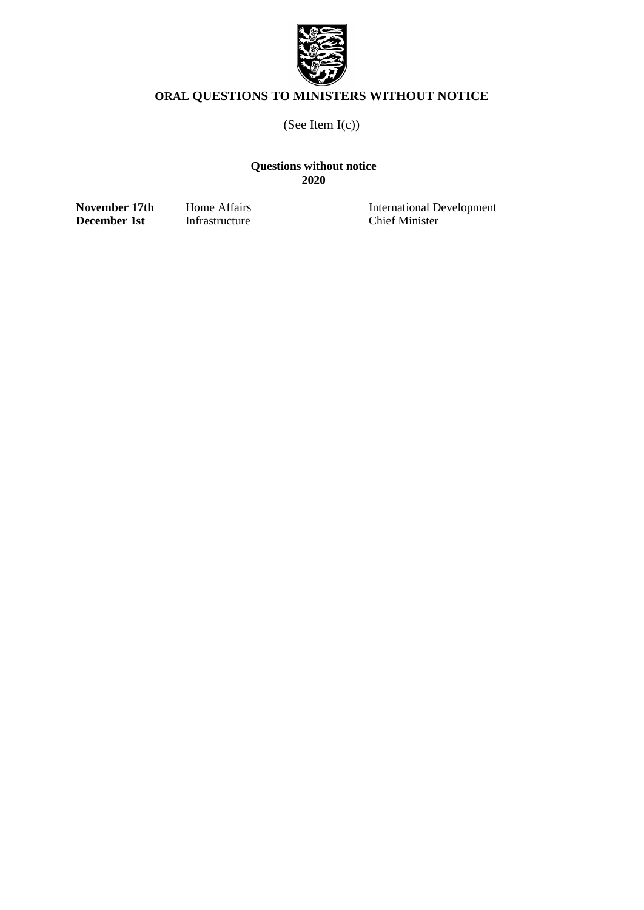## ORAL QUESTIONS TO MINISTERS WITHOUT NOTICE

(See Item I(c))

**Questions without notice**
**2020**

| | | |
|---|---|---|
| **November 17th** | Home Affairs | International Development |
| **December 1st** | Infrastructure | Chief Minister |